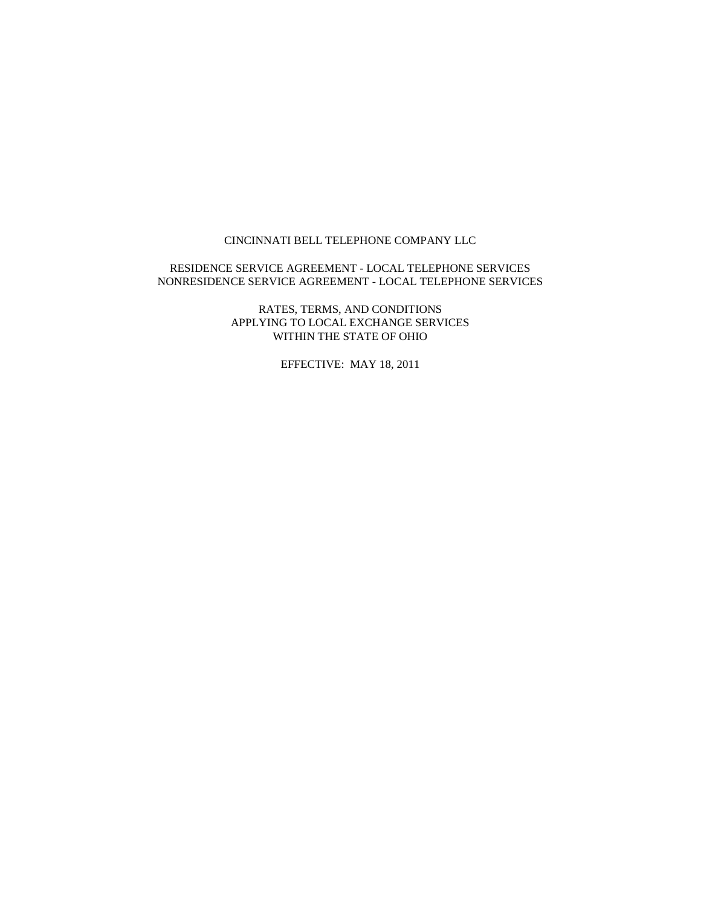# CINCINNATI BELL TELEPHONE COMPANY LLC

## RESIDENCE SERVICE AGREEMENT - LOCAL TELEPHONE SERVICES
## NONRESIDENCE SERVICE AGREEMENT - LOCAL TELEPHONE SERVICES

RATES, TERMS, AND CONDITIONS
APPLYING TO LOCAL EXCHANGE SERVICES
WITHIN THE STATE OF OHIO

EFFECTIVE: MAY 18, 2011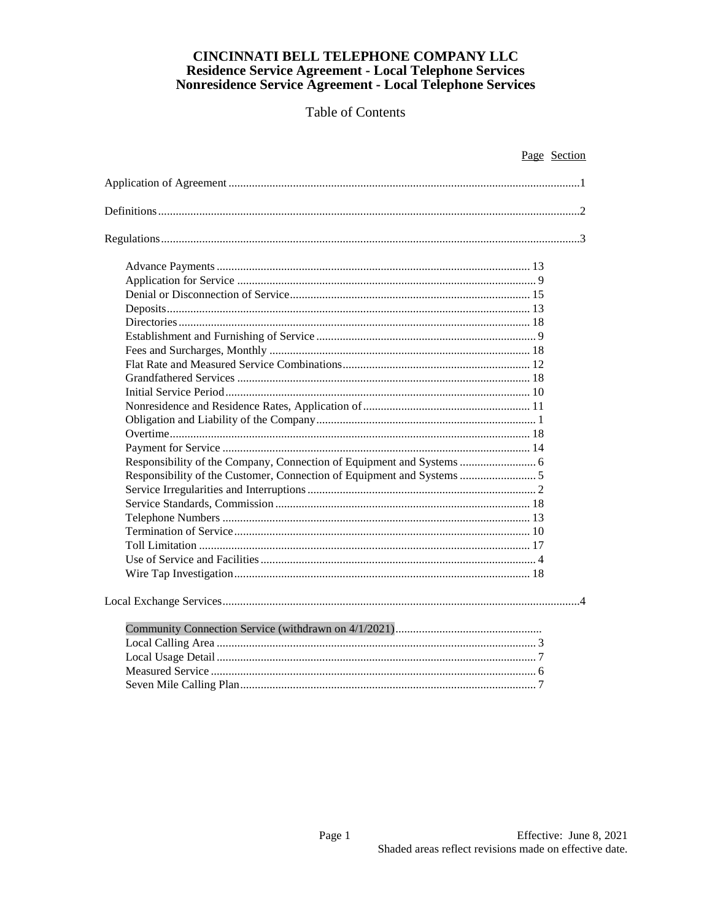# CINCINNATI BELL TELEPHONE COMPANY LLC
## Residence Service Agreement - Local Telephone Services
## Nonresidence Service Agreement - Local Telephone Services

Table of Contents

| | Page | Section |
|---|---|---|
| Application of Agreement | | 1 |
| Definitions | | 2 |
| Regulations | | 3 |
| Advance Payments | 13 | |
| Application for Service | 9 | |
| Denial or Disconnection of Service | 15 | |
| Deposits | 13 | |
| Directories | 18 | |
| Establishment and Furnishing of Service | 9 | |
| Fees and Surcharges, Monthly | 18 | |
| Flat Rate and Measured Service Combinations | 12 | |
| Grandfathered Services | 18 | |
| Initial Service Period | 10 | |
| Nonresidence and Residence Rates, Application of | 11 | |
| Obligation and Liability of the Company | 1 | |
| Overtime | 18 | |
| Payment for Service | 14 | |
| Responsibility of the Company, Connection of Equipment and Systems | 6 | |
| Responsibility of the Customer, Connection of Equipment and Systems | 5 | |
| Service Irregularities and Interruptions | 2 | |
| Service Standards, Commission | 18 | |
| Telephone Numbers | 13 | |
| Termination of Service | 10 | |
| Toll Limitation | 17 | |
| Use of Service and Facilities | 4 | |
| Wire Tap Investigation | 18 | |
| Local Exchange Services | | 4 |
| Community Connection Service (withdrawn on 4/1/2021) | | |
| Local Calling Area | 3 | |
| Local Usage Detail | 7 | |
| Measured Service | 6 | |
| Seven Mile Calling Plan | 7 | |

Effective: June 8, 2021
Shaded areas reflect revisions made on effective date.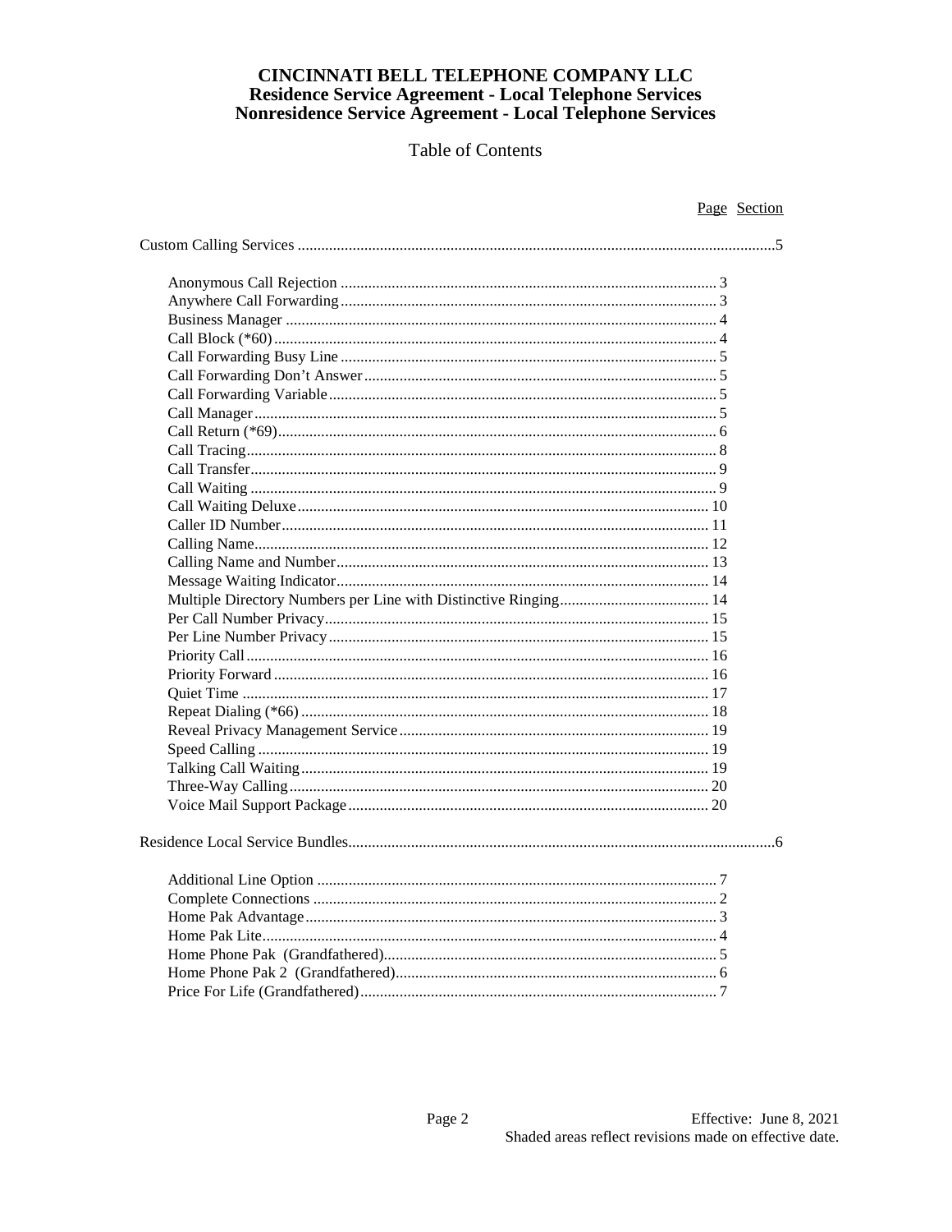# CINCINNATI BELL TELEPHONE COMPANY LLC
## Residence Service Agreement - Local Telephone Services
## Nonresidence Service Agreement - Local Telephone Services

Table of Contents

| | Page | Section |
|---|---|---|
| Custom Calling Services | | 5 |
| Anonymous Call Rejection | 3 | |
| Anywhere Call Forwarding | 3 | |
| Business Manager | 4 | |
| Call Block (*60) | 4 | |
| Call Forwarding Busy Line | 5 | |
| Call Forwarding Don't Answer | 5 | |
| Call Forwarding Variable | 5 | |
| Call Manager | 5 | |
| Call Return (*69) | 6 | |
| Call Tracing | 8 | |
| Call Transfer | 9 | |
| Call Waiting | 9 | |
| Call Waiting Deluxe | 10 | |
| Caller ID Number | 11 | |
| Calling Name | 12 | |
| Calling Name and Number | 13 | |
| Message Waiting Indicator | 14 | |
| Multiple Directory Numbers per Line with Distinctive Ringing | 14 | |
| Per Call Number Privacy | 15 | |
| Per Line Number Privacy | 15 | |
| Priority Call | 16 | |
| Priority Forward | 16 | |
| Quiet Time | 17 | |
| Repeat Dialing (*66) | 18 | |
| Reveal Privacy Management Service | 19 | |
| Speed Calling | 19 | |
| Talking Call Waiting | 19 | |
| Three-Way Calling | 20 | |
| Voice Mail Support Package | 20 | |
| Residence Local Service Bundles | | 6 |
| Additional Line Option | 7 | |
| Complete Connections | 2 | |
| Home Pak Advantage | 3 | |
| Home Pak Lite | 4 | |
| Home Phone Pak (Grandfathered) | 5 | |
| Home Phone Pak 2 (Grandfathered) | 6 | |
| Price For Life (Grandfathered) | 7 | |

Effective: June 8, 2021
Shaded areas reflect revisions made on effective date.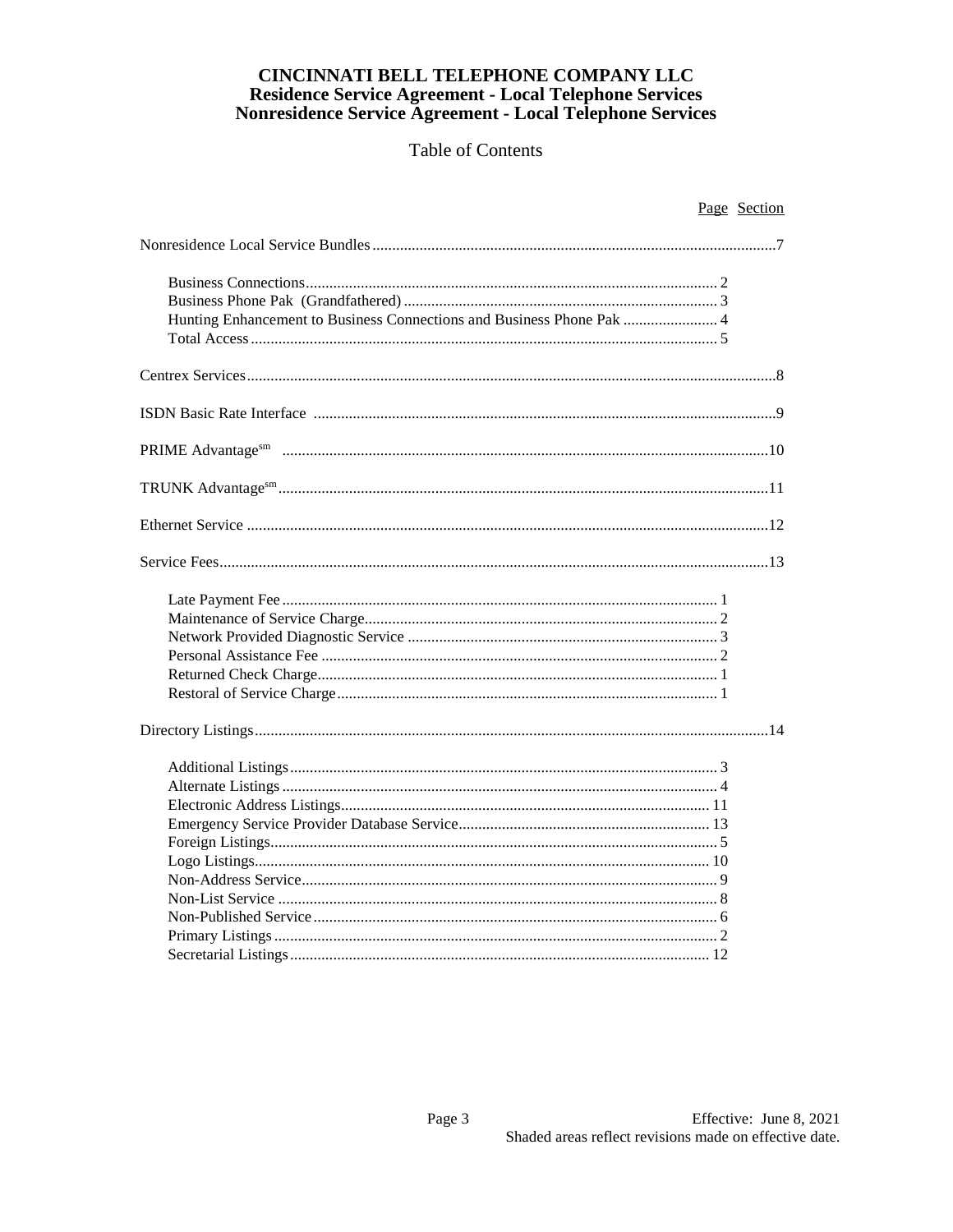# CINCINNATI BELL TELEPHONE COMPANY LLC
## Residence Service Agreement - Local Telephone Services
## Nonresidence Service Agreement - Local Telephone Services

Table of Contents

| | Page | Section |
|---|---|---|
| **Nonresidence Local Service Bundles** | | 7 |
| Business Connections | 2 | |
| Business Phone Pak (Grandfathered) | 3 | |
| Hunting Enhancement to Business Connections and Business Phone Pak | 4 | |
| Total Access | 5 | |
| **Centrex Services** | | 8 |
| **ISDN Basic Rate Interface** | | 9 |
| **PRIME Advantage[sm]** | | 10 |
| **TRUNK Advantage[sm]** | | 11 |
| **Ethernet Service** | | 12 |
| **Service Fees** | | 13 |
| Late Payment Fee | 1 | |
| Maintenance of Service Charge | 2 | |
| Network Provided Diagnostic Service | 3 | |
| Personal Assistance Fee | 2 | |
| Returned Check Charge | 1 | |
| Restoral of Service Charge | 1 | |
| **Directory Listings** | | 14 |
| Additional Listings | 3 | |
| Alternate Listings | 4 | |
| Electronic Address Listings | 11 | |
| Emergency Service Provider Database Service | 13 | |
| Foreign Listings | 5 | |
| Logo Listings | 10 | |
| Non-Address Service | 9 | |
| Non-List Service | 8 | |
| Non-Published Service | 6 | |
| Primary Listings | 2 | |
| Secretarial Listings | 12 | |

Effective: June 8, 2021
Shaded areas reflect revisions made on effective date.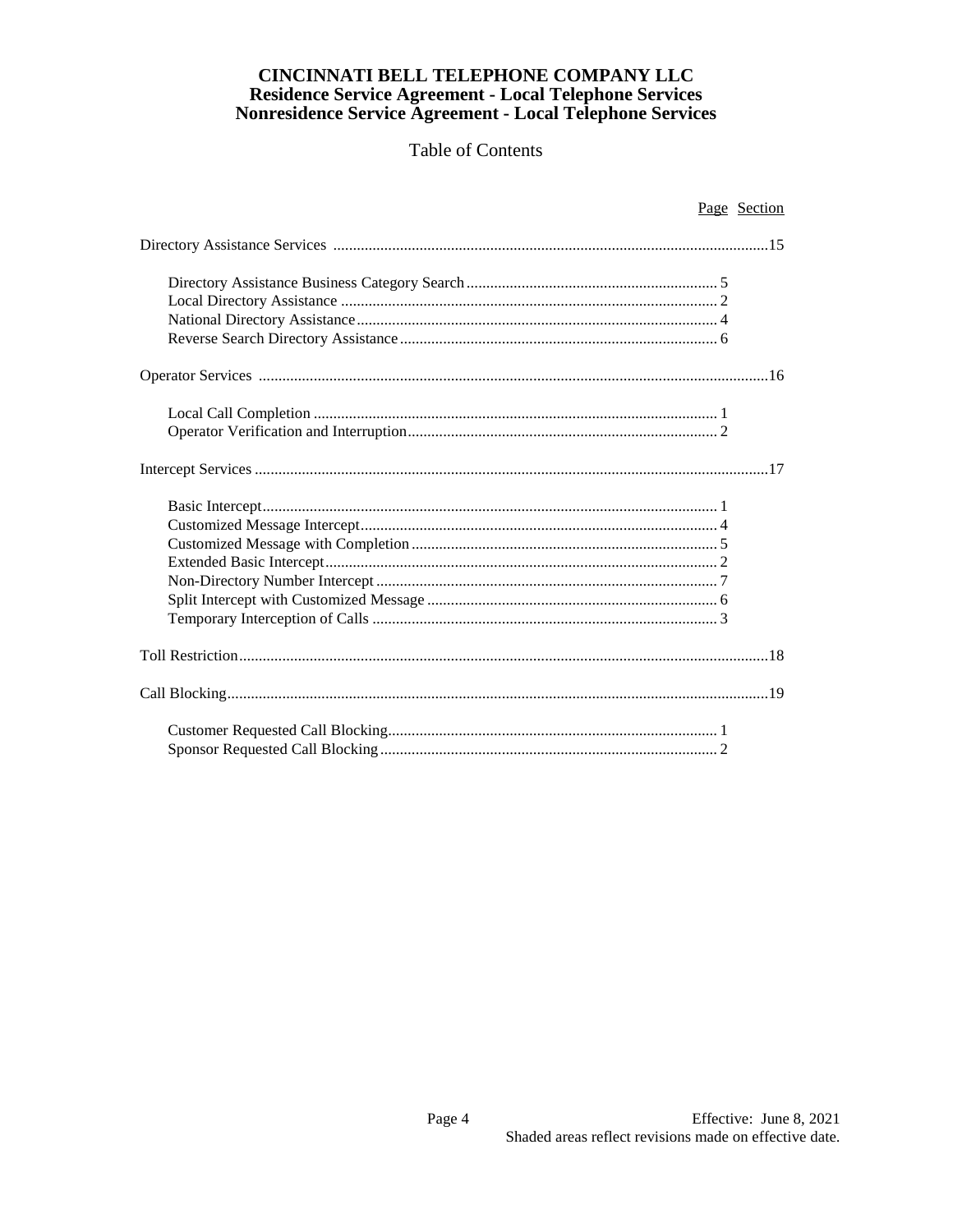# CINCINNATI BELL TELEPHONE COMPANY LLC
## Residence Service Agreement - Local Telephone Services
## Nonresidence Service Agreement - Local Telephone Services

Table of Contents

| | Page | Section |
|---|---|---|
| Directory Assistance Services | | 15 |
| Directory Assistance Business Category Search | 5 | |
| Local Directory Assistance | 2 | |
| National Directory Assistance | 4 | |
| Reverse Search Directory Assistance | 6 | |
| Operator Services | | 16 |
| Local Call Completion | 1 | |
| Operator Verification and Interruption | 2 | |
| Intercept Services | | 17 |
| Basic Intercept | 1 | |
| Customized Message Intercept | 4 | |
| Customized Message with Completion | 5 | |
| Extended Basic Intercept | 2 | |
| Non-Directory Number Intercept | 7 | |
| Split Intercept with Customized Message | 6 | |
| Temporary Interception of Calls | 3 | |
| Toll Restriction | | 18 |
| Call Blocking | | 19 |
| Customer Requested Call Blocking | 1 | |
| Sponsor Requested Call Blocking | 2 | |

Effective: June 8, 2021
Shaded areas reflect revisions made on effective date.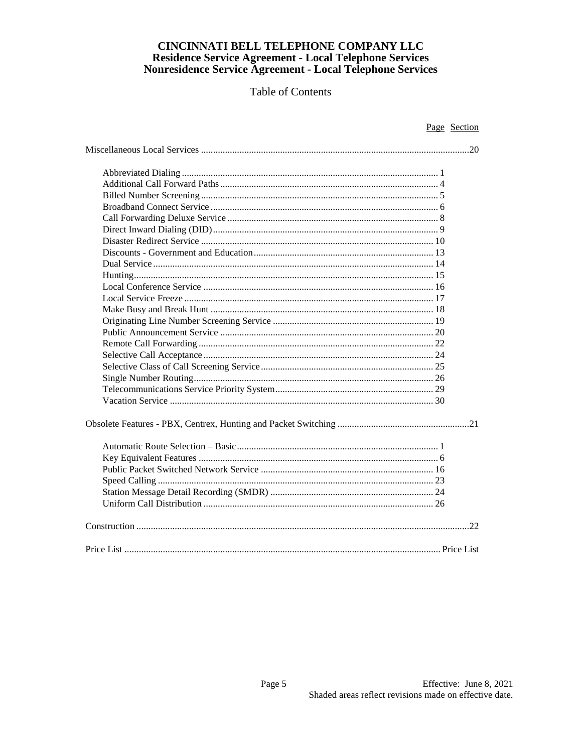# CINCINNATI BELL TELEPHONE COMPANY LLC
## Residence Service Agreement - Local Telephone Services
## Nonresidence Service Agreement - Local Telephone Services

Table of Contents

| | Page | Section |
|---|---|---|
| Miscellaneous Local Services | | 20 |
| Abbreviated Dialing | 1 | |
| Additional Call Forward Paths | 4 | |
| Billed Number Screening | 5 | |
| Broadband Connect Service | 6 | |
| Call Forwarding Deluxe Service | 8 | |
| Direct Inward Dialing (DID) | 9 | |
| Disaster Redirect Service | 10 | |
| Discounts - Government and Education | 13 | |
| Dual Service | 14 | |
| Hunting | 15 | |
| Local Conference Service | 16 | |
| Local Service Freeze | 17 | |
| Make Busy and Break Hunt | 18 | |
| Originating Line Number Screening Service | 19 | |
| Public Announcement Service | 20 | |
| Remote Call Forwarding | 22 | |
| Selective Call Acceptance | 24 | |
| Selective Class of Call Screening Service | 25 | |
| Single Number Routing | 26 | |
| Telecommunications Service Priority System | 29 | |
| Vacation Service | 30 | |
| Obsolete Features - PBX, Centrex, Hunting and Packet Switching | | 21 |
| Automatic Route Selection – Basic | 1 | |
| Key Equivalent Features | 6 | |
| Public Packet Switched Network Service | 16 | |
| Speed Calling | 23 | |
| Station Message Detail Recording (SMDR) | 24 | |
| Uniform Call Distribution | 26 | |
| Construction | | 22 |
| Price List | | Price List |

Effective: June 8, 2021
Shaded areas reflect revisions made on effective date.